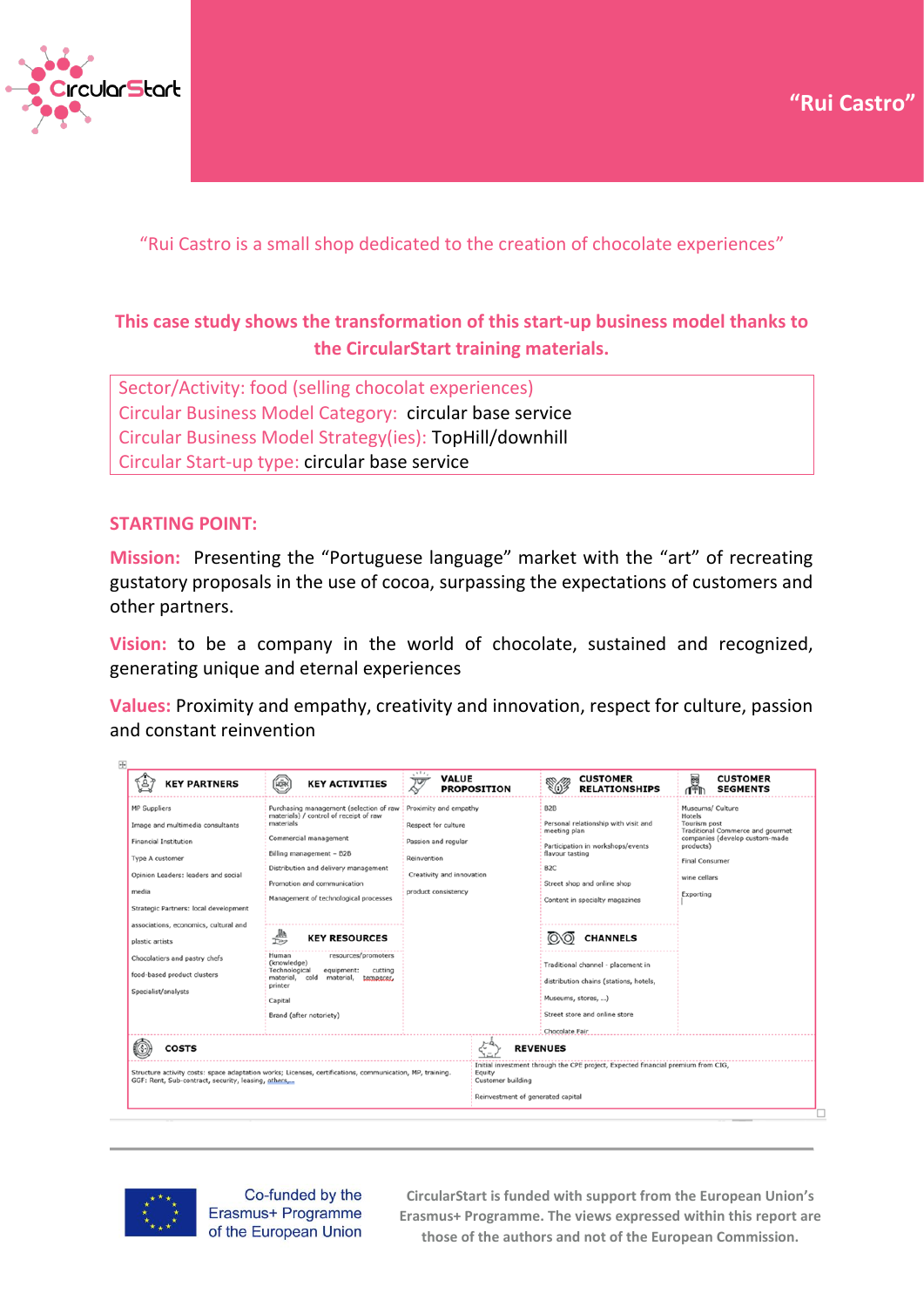# "Rui Castro"

"Rui Castro is a small shop dedicated to the creation of chocolate experiences"

**This case study shows the transformation of this start-up business model thanks to the CircularStart training materials.**

Sector/Activity: food (selling chocolat experiences)
Circular Business Model Category: circular base service
Circular Business Model Strategy(ies): TopHill/downhill
Circular Start-up type: circular base service

## STARTING POINT:

**Mission:** Presenting the "Portuguese language" market with the "art" of recreating gustatory proposals in the use of cocoa, surpassing the expectations of customers and other partners.

**Vision:** to be a company in the world of chocolate, sustained and recognized, generating unique and eternal experiences

**Values:** Proximity and empathy, creativity and innovation, respect for culture, passion and constant reinvention

| KEY PARTNERS | KEY ACTIVITIES | VALUE PROPOSITION | CUSTOMER RELATIONSHIPS | CUSTOMER SEGMENTS |
|---|---|---|---|---|
| MP Suppliers<br>Image and multimedia consultants<br>Financial Institution<br>Type A customer<br>Opinion Leaders: leaders and social media<br>Strategic Partners: local development associations, economics, cultural and plastic artists<br>Chocolatiers and pastry chefs<br>food-based product clusters<br>Specialist/analysts | Purchasing management (selection of raw materials) / control of receipt of raw materials<br>Commercial management<br>Billing management – B2B<br>Distribution and delivery management<br>Promotion and communication<br>Management of technological processes<br><br>**KEY RESOURCES**<br>Human resources/promoters (knowledge)<br>Technological equipment: cutting material, cold material, temperer, printer<br>Capital<br>Brand (after notoriety) | Proximity and empathy<br>Respect for culture<br>Passion and regular<br>Reinvention<br>Creativity and innovation<br>product consistency | B2B<br>Personal relationship with visit and meeting plan<br>Participation in workshops/events flavour tasting<br>B2C<br>Street shop and online shop<br>Content in specialty magazines<br><br>**CHANNELS**<br>Traditional channel - placement in distribution chains (stations, hotels, Museums, stores, ...)<br>Street store and online store<br>Chocolate Fair | Museums/ Culture<br>Hotels<br>Tourism post<br>Traditional Commerce and gourmet companies (develop custom-made products)<br>Final Consumer<br>wine cellars<br>Exporting |

| COSTS | REVENUES |
|---|---|
| Structure activity costs: space adaptation works; Licenses, certifications, communication, MP, training.<br>GGF: Rent, Sub-contract, security, leasing, others... | Initial investment through the CPE project, Expected financial premium from CIG, Equity<br>Customer building<br>Reinvestment of generated capital |

Co-funded by the Erasmus+ Programme of the European Union

CircularStart is funded with support from the European Union's Erasmus+ Programme. The views expressed within this report are those of the authors and not of the European Commission.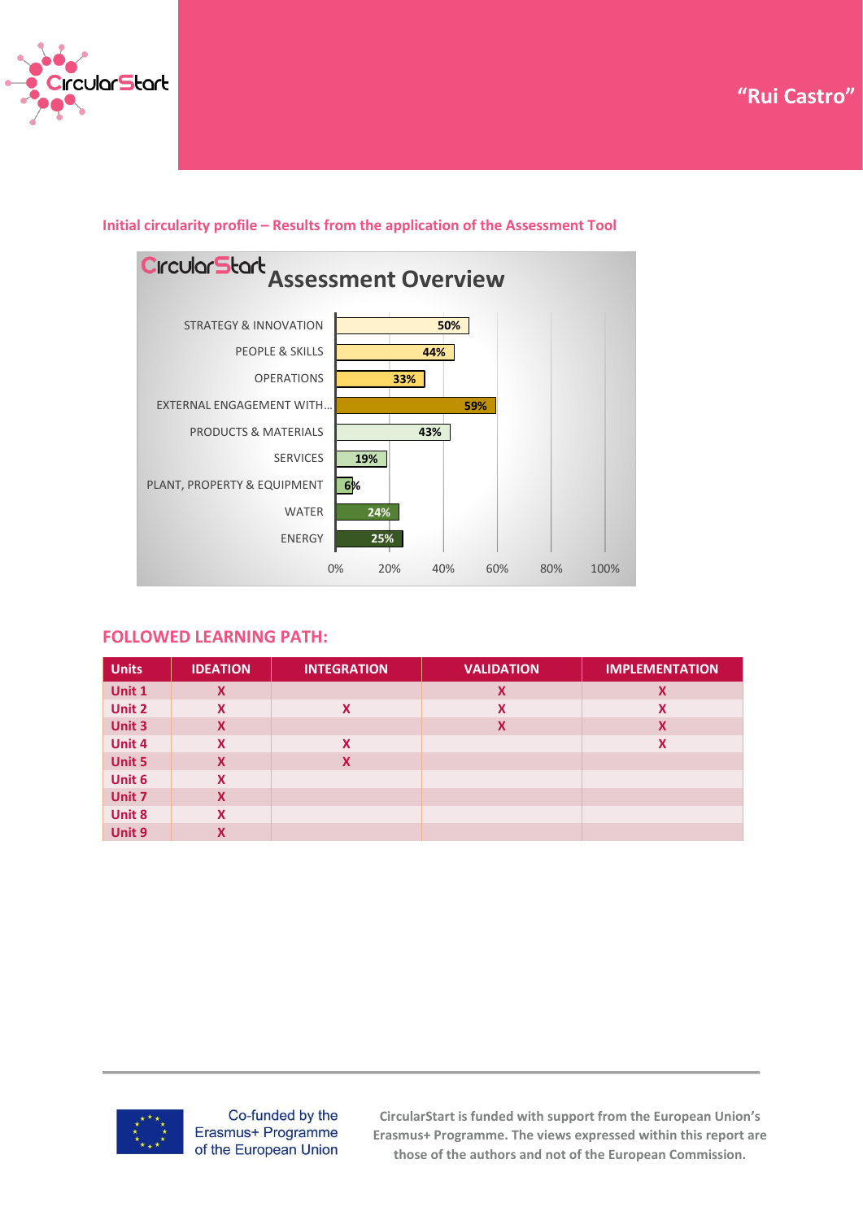"Rui Castro"

Initial circularity profile – Results from the application of the Assessment Tool

CircularStart Assessment Overview

| Area | Score |
|---|---|
| STRATEGY & INNOVATION | 50% |
| PEOPLE & SKILLS | 44% |
| OPERATIONS | 33% |
| EXTERNAL ENGAGEMENT WITH… | 59% |
| PRODUCTS & MATERIALS | 43% |
| SERVICES | 19% |
| PLANT, PROPERTY & EQUIPMENT | 6% |
| WATER | 24% |
| ENERGY | 25% |

## FOLLOWED LEARNING PATH:

| Units | IDEATION | INTEGRATION | VALIDATION | IMPLEMENTATION |
|---|---|---|---|---|
| Unit 1 | X | | X | X |
| Unit 2 | X | X | X | X |
| Unit 3 | X | | X | X |
| Unit 4 | X | X | | X |
| Unit 5 | X | X | | |
| Unit 6 | X | | | |
| Unit 7 | X | | | |
| Unit 8 | X | | | |
| Unit 9 | X | | | |

Co-funded by the Erasmus+ Programme of the European Union

CircularStart is funded with support from the European Union's Erasmus+ Programme. The views expressed within this report are those of the authors and not of the European Commission.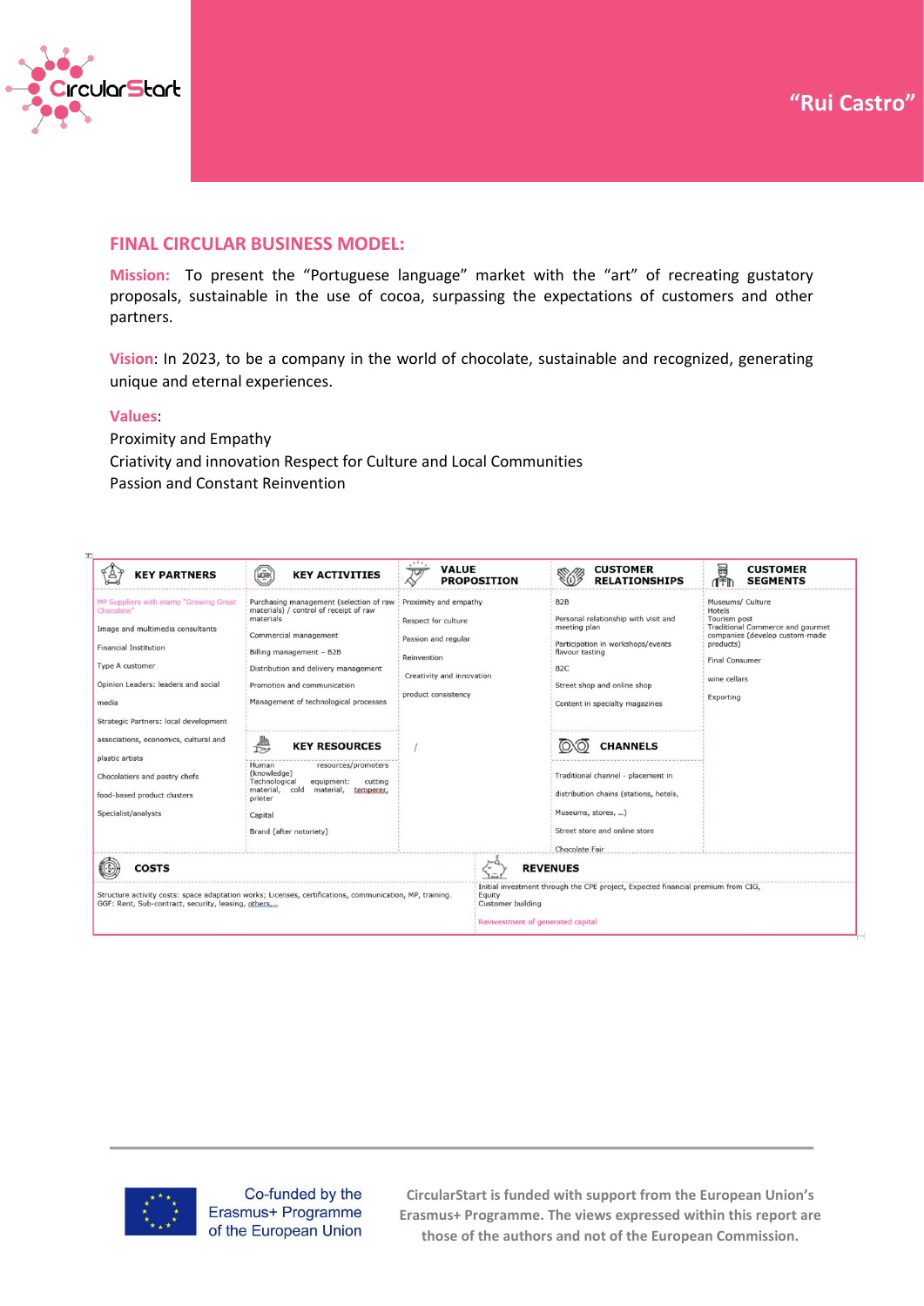"Rui Castro"

## FINAL CIRCULAR BUSINESS MODEL:

**Mission:** To present the "Portuguese language" market with the "art" of recreating gustatory proposals, sustainable in the use of cocoa, surpassing the expectations of customers and other partners.

**Vision**: In 2023, to be a company in the world of chocolate, sustainable and recognized, generating unique and eternal experiences.

**Values**:

Proximity and Empathy

Criativity and innovation Respect for Culture and Local Communities

Passion and Constant Reinvention

| KEY PARTNERS | KEY ACTIVITIES | VALUE PROPOSITION | CUSTOMER RELATIONSHIPS | CUSTOMER SEGMENTS |
|---|---|---|---|---|
| MP Suppliers with stamp "Growing Great Chocolate"<br>Image and multimedia consultants<br>Financial Institution<br>Type A customer<br>Opinion Leaders: leaders and social media<br>Strategic Partners: local development associations, economics, cultural and plastic artists<br>Chocolatiers and pastry chefs<br>food-based product clusters<br>Specialist/analysts | Purchasing management (selection of raw materials) / control of receipt of raw materials<br>Commercial management<br>Billing management – B2B<br>Distribution and delivery management<br>Promotion and communication<br>Management of technological processes | Proximity and empathy<br>Respect for culture<br>Passion and regular<br>Reinvention<br>Creativity and innovation<br>product consistency<br>/ | B2B<br>Personal relationship with visit and meeting plan<br>Participation in workshops/events flavour tasting<br>B2C<br>Street shop and online shop<br>Content in specialty magazines | Museums/ Culture<br>Hotels<br>Tourism post<br>Traditional Commerce and gourmet companies (develop custom-made products)<br>Final Consumer<br>wine cellars<br>Exporting |
| | **KEY RESOURCES** | | **CHANNELS** | |
| | Human resources/promoters (knowledge)<br>Technological equipment: cutting material, cold material, temperer, printer<br>Capital<br>Brand (after notoriety) | | Traditional channel - placement in distribution chains (stations, hotels, Museums, stores, ...)<br>Street store and online store<br>Chocolate Fair | |
| **COSTS** | | | **REVENUES** | |
| Structure activity costs: space adaptation works; Licenses, certifications, communication, MP, training. GGF: Rent, Sub-contract, security, leasing, others... | | | Initial investment through the CPE project, Expected financial premium from CIG, Equity<br>Customer building<br>Reinvestment of generated capital | |

Co-funded by the Erasmus+ Programme of the European Union

CircularStart is funded with support from the European Union's Erasmus+ Programme. The views expressed within this report are those of the authors and not of the European Commission.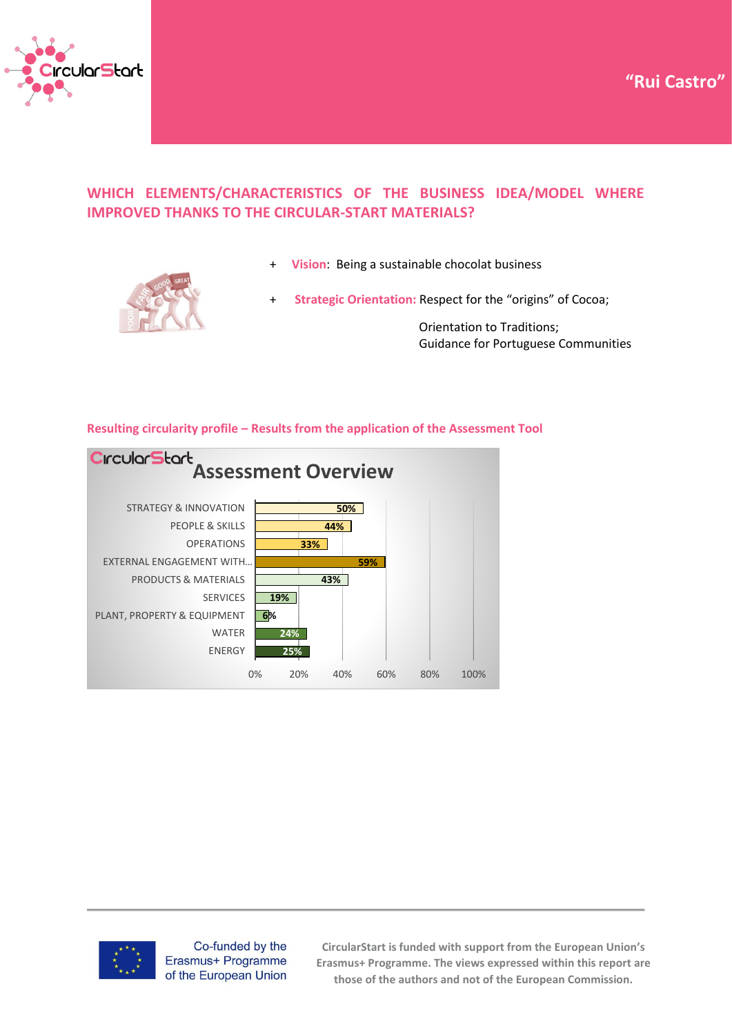"Rui Castro"

## WHICH ELEMENTS/CHARACTERISTICS OF THE BUSINESS IDEA/MODEL WHERE IMPROVED THANKS TO THE CIRCULAR-START MATERIALS?

+ **Vision**: Being a sustainable chocolat business
+ **Strategic Orientation:** Respect for the "origins" of Cocoa;

  Orientation to Traditions;
  Guidance for Portuguese Communities

### Resulting circularity profile – Results from the application of the Assessment Tool

**CircularStart Assessment Overview**

| Area | Score |
|---|---|
| STRATEGY & INNOVATION | 50% |
| PEOPLE & SKILLS | 44% |
| OPERATIONS | 33% |
| EXTERNAL ENGAGEMENT WITH... | 59% |
| PRODUCTS & MATERIALS | 43% |
| SERVICES | 19% |
| PLANT, PROPERTY & EQUIPMENT | 6% |
| WATER | 24% |
| ENERGY | 25% |

Co-funded by the Erasmus+ Programme of the European Union

CircularStart is funded with support from the European Union's Erasmus+ Programme. The views expressed within this report are those of the authors and not of the European Commission.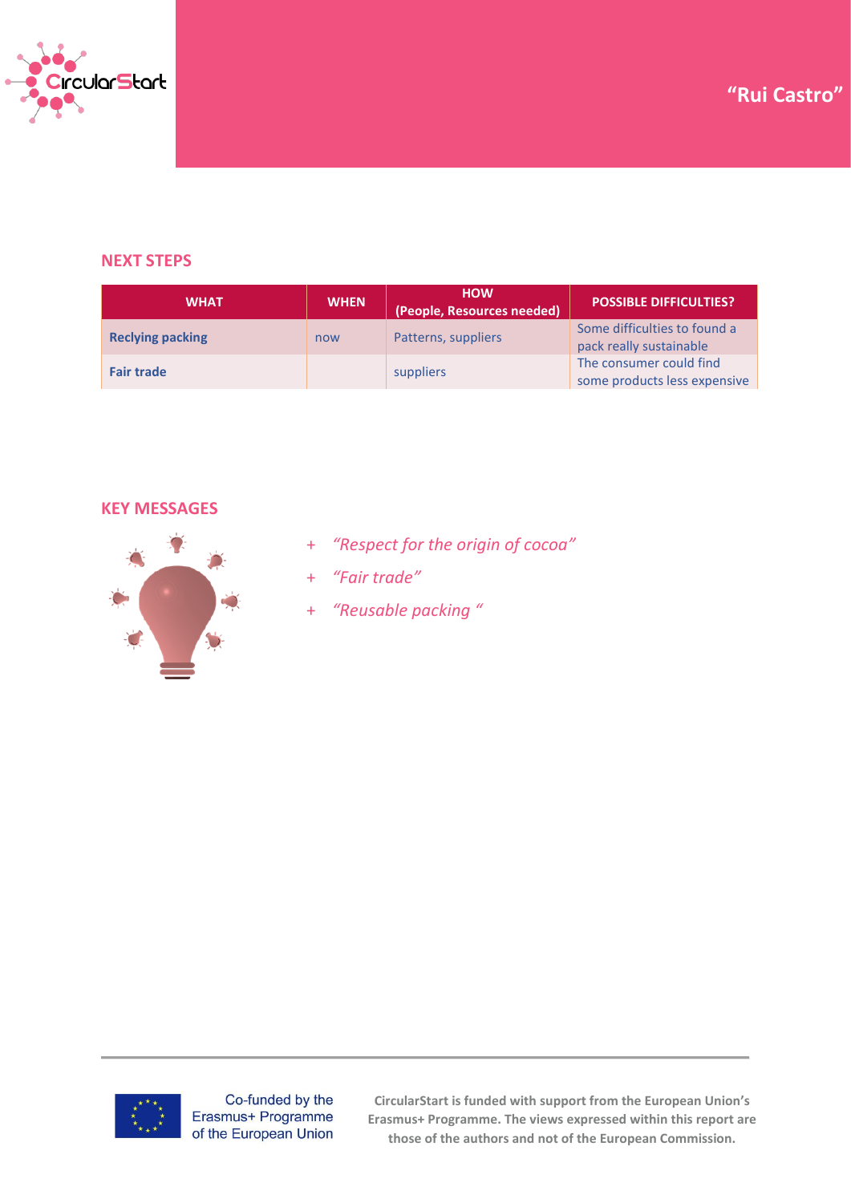## NEXT STEPS

| WHAT | WHEN | HOW (People, Resources needed) | POSSIBLE DIFFICULTIES? |
|---|---|---|---|
| **Reclying packing** | now | Patterns, suppliers | Some difficulties to found a pack really sustainable |
| **Fair trade** | | suppliers | The consumer could find some products less expensive |

## KEY MESSAGES

+ *"Respect for the origin of cocoa"*
+ *"Fair trade"*
+ *"Reusable packing "*

Co-funded by the Erasmus+ Programme of the European Union

**CircularStart is funded with support from the European Union's Erasmus+ Programme. The views expressed within this report are those of the authors and not of the European Commission.**